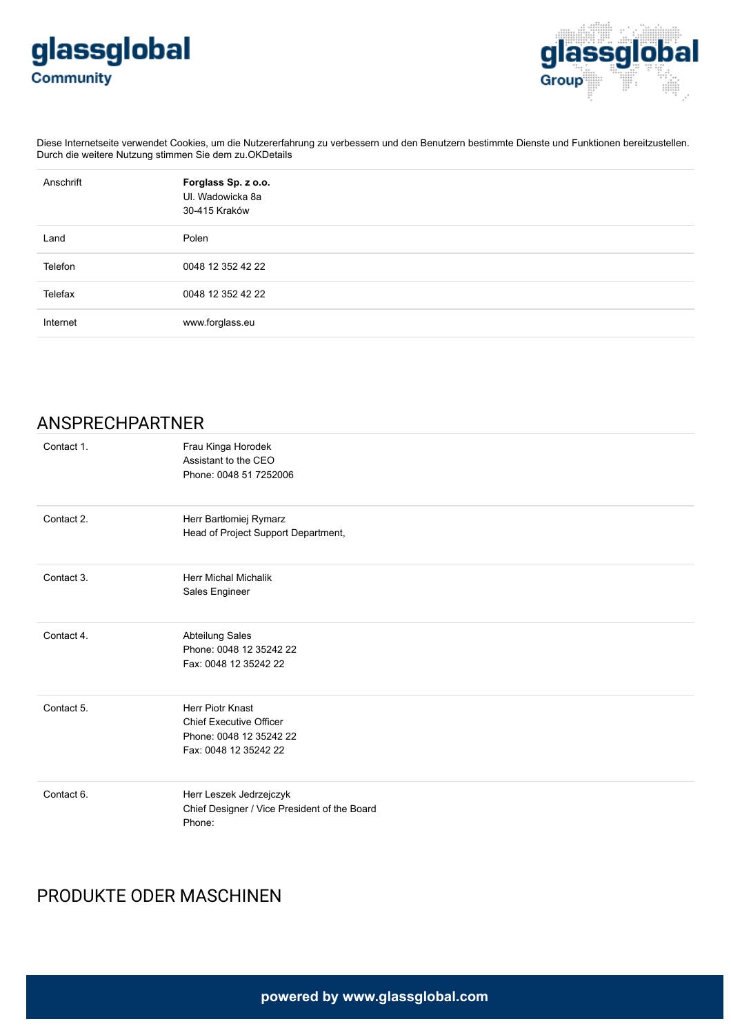glassglobal Community

glassglobal Group

Diese Internetseite verwendet Cookies, um die Nutzererfahrung zu verbessern und den Benutzern bestimmte Dienste und Funktionen bereitzustellen. Durch die weitere Nutzung stimmen Sie dem zu.OKDetails

| | |
|---|---|
| Anschrift | **Forglass Sp. z o.o.**<br>Ul. Wadowicka 8a<br>30-415 Kraków |
| Land | Polen |
| Telefon | 0048 12 352 42 22 |
| Telefax | 0048 12 352 42 22 |
| Internet | www.forglass.eu |

## ANSPRECHPARTNER

| | |
|---|---|
| Contact 1. | Frau Kinga Horodek<br>Assistant to the CEO<br>Phone: 0048 51 7252006 |
| Contact 2. | Herr Bartłomiej Rymarz<br>Head of Project Support Department, |
| Contact 3. | Herr Michal Michalik<br>Sales Engineer |
| Contact 4. | Abteilung Sales<br>Phone: 0048 12 35242 22<br>Fax: 0048 12 35242 22 |
| Contact 5. | Herr Piotr Knast<br>Chief Executive Officer<br>Phone: 0048 12 35242 22<br>Fax: 0048 12 35242 22 |
| Contact 6. | Herr Leszek Jedrzejczyk<br>Chief Designer / Vice President of the Board<br>Phone: |

## PRODUKTE ODER MASCHINEN

**powered by www.glassglobal.com**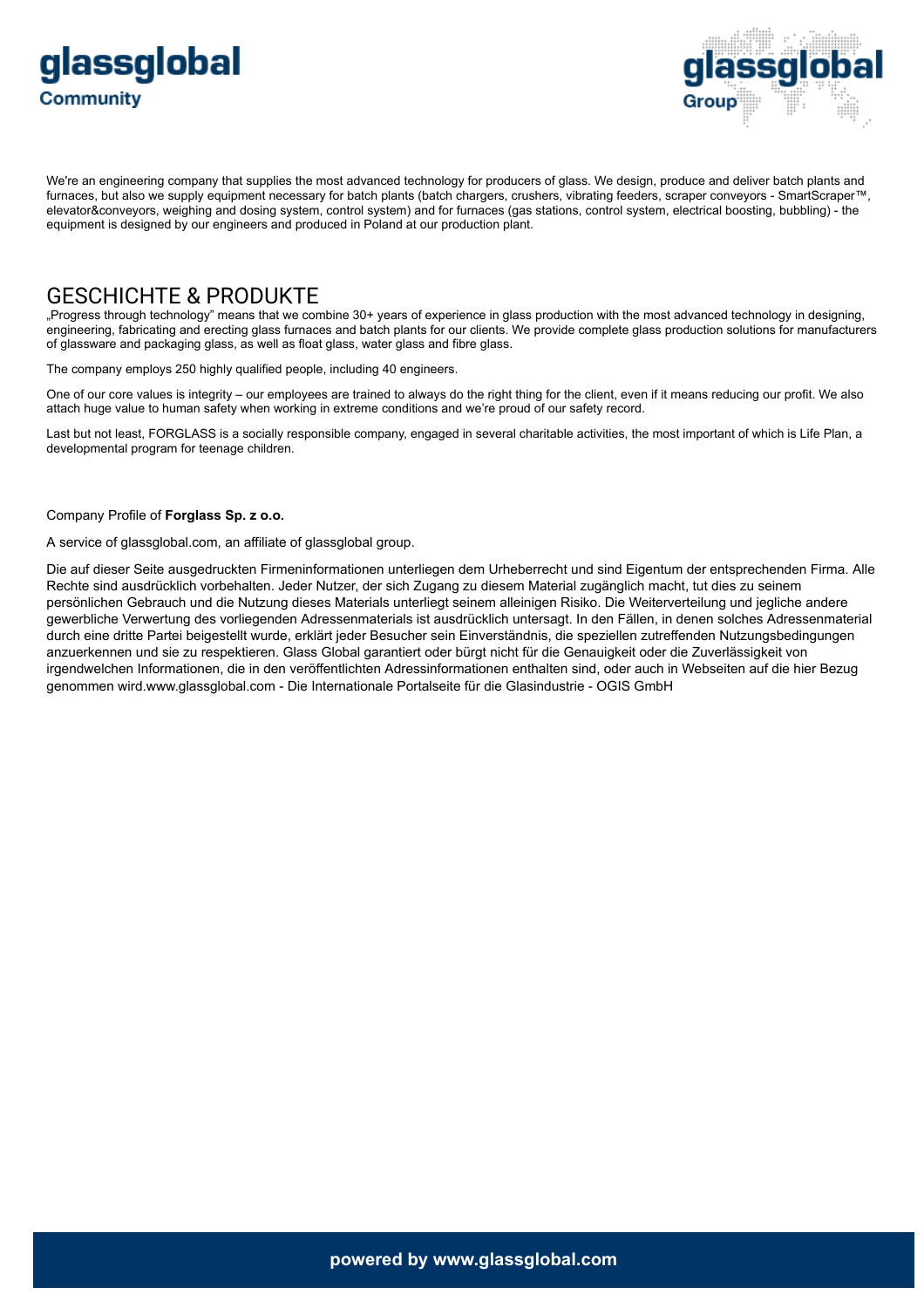We're an engineering company that supplies the most advanced technology for producers of glass. We design, produce and deliver batch plants and furnaces, but also we supply equipment necessary for batch plants (batch chargers, crushers, vibrating feeders, scraper conveyors - SmartScraper™, elevator&conveyors, weighing and dosing system, control system) and for furnaces (gas stations, control system, electrical boosting, bubbling) - the equipment is designed by our engineers and produced in Poland at our production plant.

## GESCHICHTE & PRODUKTE

„Progress through technology" means that we combine 30+ years of experience in glass production with the most advanced technology in designing, engineering, fabricating and erecting glass furnaces and batch plants for our clients. We provide complete glass production solutions for manufacturers of glassware and packaging glass, as well as float glass, water glass and fibre glass.

The company employs 250 highly qualified people, including 40 engineers.

One of our core values is integrity – our employees are trained to always do the right thing for the client, even if it means reducing our profit. We also attach huge value to human safety when working in extreme conditions and we're proud of our safety record.

Last but not least, FORGLASS is a socially responsible company, engaged in several charitable activities, the most important of which is Life Plan, a developmental program for teenage children.

Company Profile of **Forglass Sp. z o.o.**

A service of glassglobal.com, an affiliate of glassglobal group.

Die auf dieser Seite ausgedruckten Firmeninformationen unterliegen dem Urheberrecht und sind Eigentum der entsprechenden Firma. Alle Rechte sind ausdrücklich vorbehalten. Jeder Nutzer, der sich Zugang zu diesem Material zugänglich macht, tut dies zu seinem persönlichen Gebrauch und die Nutzung dieses Materials unterliegt seinem alleinigen Risiko. Die Weiterverteilung und jegliche andere gewerbliche Verwertung des vorliegenden Adressenmaterials ist ausdrücklich untersagt. In den Fällen, in denen solches Adressenmaterial durch eine dritte Partei beigestellt wurde, erklärt jeder Besucher sein Einverständnis, die speziellen zutreffenden Nutzungsbedingungen anzuerkennen und sie zu respektieren. Glass Global garantiert oder bürgt nicht für die Genauigkeit oder die Zuverlässigkeit von irgendwelchen Informationen, die in den veröffentlichten Adressinformationen enthalten sind, oder auch in Webseiten auf die hier Bezug genommen wird.www.glassglobal.com - Die Internationale Portalseite für die Glasindustrie - OGIS GmbH